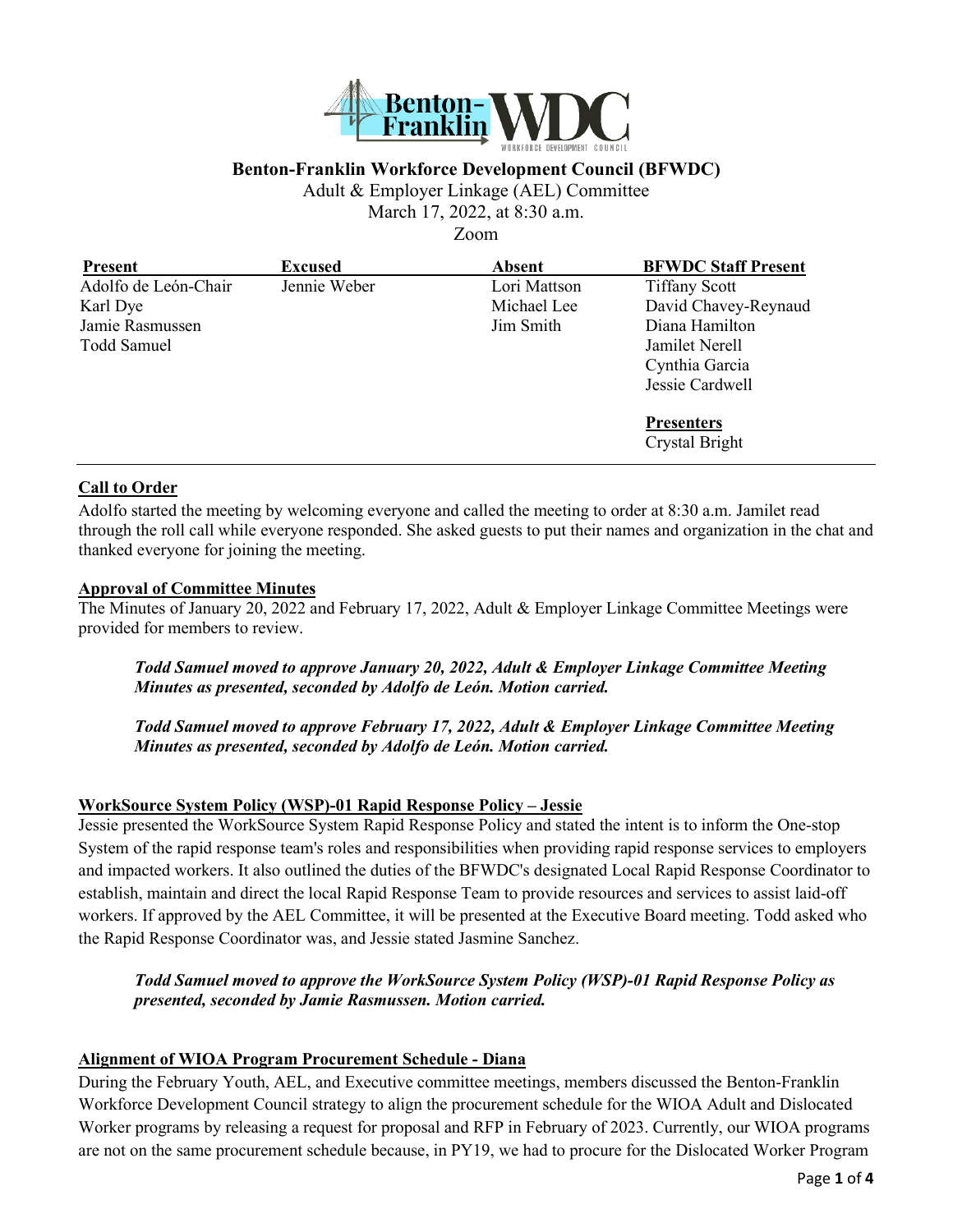# Benton-Franklin Workforce Development Council (BFWDC)

Adult & Employer Linkage (AEL) Committee
March 17, 2022, at 8:30 a.m.
Zoom

| Present | Excused | Absent | BFWDC Staff Present |
| --- | --- | --- | --- |
| Adolfo de León-Chair | Jennie Weber | Lori Mattson | Tiffany Scott |
| Karl Dye | | Michael Lee | David Chavey-Reynaud |
| Jamie Rasmussen | | Jim Smith | Diana Hamilton |
| Todd Samuel | | | Jamilet Nerell |
| | | | Cynthia Garcia |
| | | | Jessie Cardwell |
| | | | **Presenters** |
| | | | Crystal Bright |

**Call to Order**

Adolfo started the meeting by welcoming everyone and called the meeting to order at 8:30 a.m. Jamilet read through the roll call while everyone responded. She asked guests to put their names and organization in the chat and thanked everyone for joining the meeting.

**Approval of Committee Minutes**

The Minutes of January 20, 2022 and February 17, 2022, Adult & Employer Linkage Committee Meetings were provided for members to review.

> ***Todd Samuel moved to approve January 20, 2022, Adult & Employer Linkage Committee Meeting Minutes as presented, seconded by Adolfo de León. Motion carried.***

> ***Todd Samuel moved to approve February 17, 2022, Adult & Employer Linkage Committee Meeting Minutes as presented, seconded by Adolfo de León. Motion carried.***

**WorkSource System Policy (WSP)-01 Rapid Response Policy – Jessie**

Jessie presented the WorkSource System Rapid Response Policy and stated the intent is to inform the One-stop System of the rapid response team's roles and responsibilities when providing rapid response services to employers and impacted workers. It also outlined the duties of the BFWDC's designated Local Rapid Response Coordinator to establish, maintain and direct the local Rapid Response Team to provide resources and services to assist laid-off workers. If approved by the AEL Committee, it will be presented at the Executive Board meeting. Todd asked who the Rapid Response Coordinator was, and Jessie stated Jasmine Sanchez.

> ***Todd Samuel moved to approve the WorkSource System Policy (WSP)-01 Rapid Response Policy as presented, seconded by Jamie Rasmussen. Motion carried.***

**Alignment of WIOA Program Procurement Schedule - Diana**

During the February Youth, AEL, and Executive committee meetings, members discussed the Benton-Franklin Workforce Development Council strategy to align the procurement schedule for the WIOA Adult and Dislocated Worker programs by releasing a request for proposal and RFP in February of 2023. Currently, our WIOA programs are not on the same procurement schedule because, in PY19, we had to procure for the Dislocated Worker Program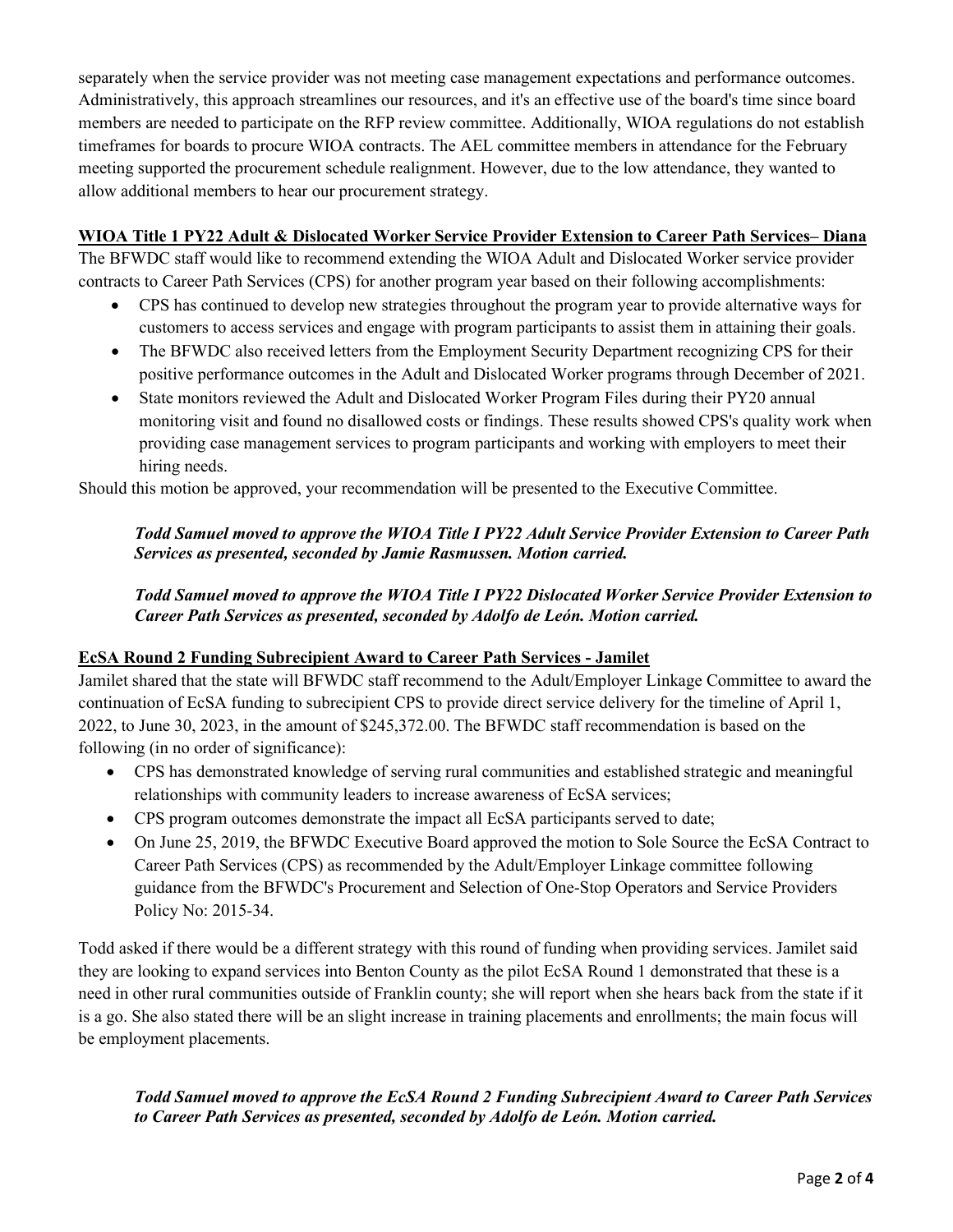separately when the service provider was not meeting case management expectations and performance outcomes. Administratively, this approach streamlines our resources, and it's an effective use of the board's time since board members are needed to participate on the RFP review committee. Additionally, WIOA regulations do not establish timeframes for boards to procure WIOA contracts. The AEL committee members in attendance for the February meeting supported the procurement schedule realignment. However, due to the low attendance, they wanted to allow additional members to hear our procurement strategy.

**WIOA Title 1 PY22 Adult & Dislocated Worker Service Provider Extension to Career Path Services– Diana**

The BFWDC staff would like to recommend extending the WIOA Adult and Dislocated Worker service provider contracts to Career Path Services (CPS) for another program year based on their following accomplishments:

- CPS has continued to develop new strategies throughout the program year to provide alternative ways for customers to access services and engage with program participants to assist them in attaining their goals.
- The BFWDC also received letters from the Employment Security Department recognizing CPS for their positive performance outcomes in the Adult and Dislocated Worker programs through December of 2021.
- State monitors reviewed the Adult and Dislocated Worker Program Files during their PY20 annual monitoring visit and found no disallowed costs or findings. These results showed CPS's quality work when providing case management services to program participants and working with employers to meet their hiring needs.

Should this motion be approved, your recommendation will be presented to the Executive Committee.

> ***Todd Samuel moved to approve the WIOA Title I PY22 Adult Service Provider Extension to Career Path Services as presented, seconded by Jamie Rasmussen. Motion carried.***
>
> ***Todd Samuel moved to approve the WIOA Title I PY22 Dislocated Worker Service Provider Extension to Career Path Services as presented, seconded by Adolfo de León. Motion carried.***

**EcSA Round 2 Funding Subrecipient Award to Career Path Services - Jamilet**

Jamilet shared that the state will BFWDC staff recommend to the Adult/Employer Linkage Committee to award the continuation of EcSA funding to subrecipient CPS to provide direct service delivery for the timeline of April 1, 2022, to June 30, 2023, in the amount of $245,372.00. The BFWDC staff recommendation is based on the following (in no order of significance):

- CPS has demonstrated knowledge of serving rural communities and established strategic and meaningful relationships with community leaders to increase awareness of EcSA services;
- CPS program outcomes demonstrate the impact all EcSA participants served to date;
- On June 25, 2019, the BFWDC Executive Board approved the motion to Sole Source the EcSA Contract to Career Path Services (CPS) as recommended by the Adult/Employer Linkage committee following guidance from the BFWDC's Procurement and Selection of One-Stop Operators and Service Providers Policy No: 2015-34.

Todd asked if there would be a different strategy with this round of funding when providing services. Jamilet said they are looking to expand services into Benton County as the pilot EcSA Round 1 demonstrated that these is a need in other rural communities outside of Franklin county; she will report when she hears back from the state if it is a go. She also stated there will be an slight increase in training placements and enrollments; the main focus will be employment placements.

> ***Todd Samuel moved to approve the EcSA Round 2 Funding Subrecipient Award to Career Path Services to Career Path Services as presented, seconded by Adolfo de León. Motion carried.***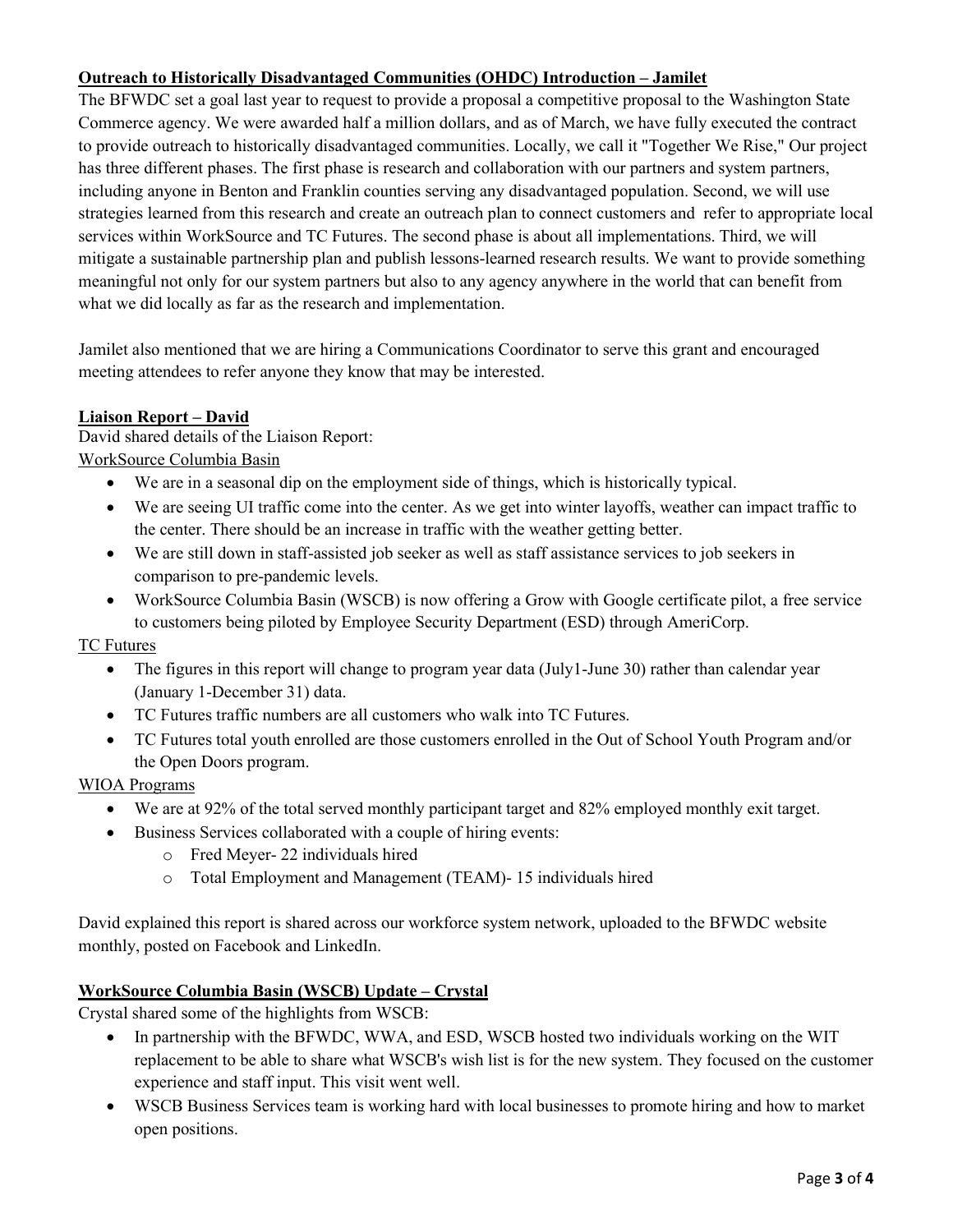**Outreach to Historically Disadvantaged Communities (OHDC) Introduction – Jamilet**

The BFWDC set a goal last year to request to provide a proposal a competitive proposal to the Washington State Commerce agency. We were awarded half a million dollars, and as of March, we have fully executed the contract to provide outreach to historically disadvantaged communities. Locally, we call it "Together We Rise," Our project has three different phases. The first phase is research and collaboration with our partners and system partners, including anyone in Benton and Franklin counties serving any disadvantaged population. Second, we will use strategies learned from this research and create an outreach plan to connect customers and refer to appropriate local services within WorkSource and TC Futures. The second phase is about all implementations. Third, we will mitigate a sustainable partnership plan and publish lessons-learned research results. We want to provide something meaningful not only for our system partners but also to any agency anywhere in the world that can benefit from what we did locally as far as the research and implementation.

Jamilet also mentioned that we are hiring a Communications Coordinator to serve this grant and encouraged meeting attendees to refer anyone they know that may be interested.

**Liaison Report – David**

David shared details of the Liaison Report:

WorkSource Columbia Basin

- We are in a seasonal dip on the employment side of things, which is historically typical.
- We are seeing UI traffic come into the center. As we get into winter layoffs, weather can impact traffic to the center. There should be an increase in traffic with the weather getting better.
- We are still down in staff-assisted job seeker as well as staff assistance services to job seekers in comparison to pre-pandemic levels.
- WorkSource Columbia Basin (WSCB) is now offering a Grow with Google certificate pilot, a free service to customers being piloted by Employee Security Department (ESD) through AmeriCorp.

TC Futures

- The figures in this report will change to program year data (July1-June 30) rather than calendar year (January 1-December 31) data.
- TC Futures traffic numbers are all customers who walk into TC Futures.
- TC Futures total youth enrolled are those customers enrolled in the Out of School Youth Program and/or the Open Doors program.

WIOA Programs

- We are at 92% of the total served monthly participant target and 82% employed monthly exit target.
- Business Services collaborated with a couple of hiring events:
  - Fred Meyer- 22 individuals hired
  - Total Employment and Management (TEAM)- 15 individuals hired

David explained this report is shared across our workforce system network, uploaded to the BFWDC website monthly, posted on Facebook and LinkedIn.

**WorkSource Columbia Basin (WSCB) Update – Crystal**

Crystal shared some of the highlights from WSCB:

- In partnership with the BFWDC, WWA, and ESD, WSCB hosted two individuals working on the WIT replacement to be able to share what WSCB's wish list is for the new system. They focused on the customer experience and staff input. This visit went well.
- WSCB Business Services team is working hard with local businesses to promote hiring and how to market open positions.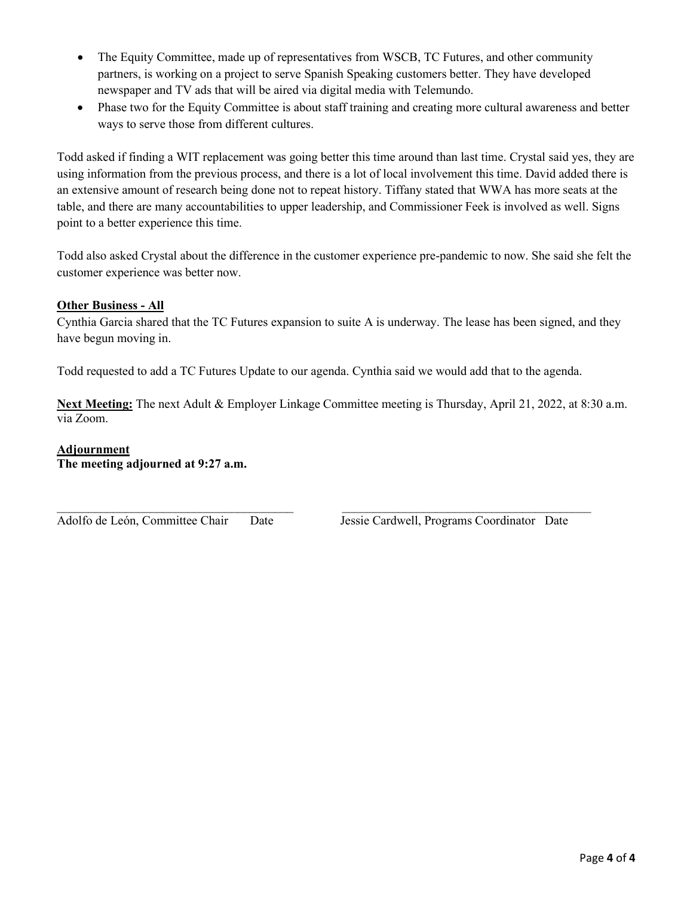- The Equity Committee, made up of representatives from WSCB, TC Futures, and other community partners, is working on a project to serve Spanish Speaking customers better. They have developed newspaper and TV ads that will be aired via digital media with Telemundo.
- Phase two for the Equity Committee is about staff training and creating more cultural awareness and better ways to serve those from different cultures.

Todd asked if finding a WIT replacement was going better this time around than last time. Crystal said yes, they are using information from the previous process, and there is a lot of local involvement this time. David added there is an extensive amount of research being done not to repeat history. Tiffany stated that WWA has more seats at the table, and there are many accountabilities to upper leadership, and Commissioner Feek is involved as well. Signs point to a better experience this time.

Todd also asked Crystal about the difference in the customer experience pre-pandemic to now. She said she felt the customer experience was better now.

**Other Business - All**

Cynthia Garcia shared that the TC Futures expansion to suite A is underway. The lease has been signed, and they have begun moving in.

Todd requested to add a TC Futures Update to our agenda. Cynthia said we would add that to the agenda.

**Next Meeting:** The next Adult & Employer Linkage Committee meeting is Thursday, April 21, 2022, at 8:30 a.m. via Zoom.

**Adjournment**

**The meeting adjourned at 9:27 a.m.**

\_\_\_\_\_\_\_\_\_\_\_\_\_\_\_\_\_\_\_\_\_\_\_\_\_\_\_\_\_\_\_\_\_\_\_\_\_\_\_\_ \_\_\_\_\_\_\_\_\_\_\_\_\_\_\_\_\_\_\_\_\_\_\_\_\_\_\_\_\_\_\_\_\_\_\_\_\_\_\_\_\_\_

Adolfo de León, Committee Chair Date Jessie Cardwell, Programs Coordinator Date